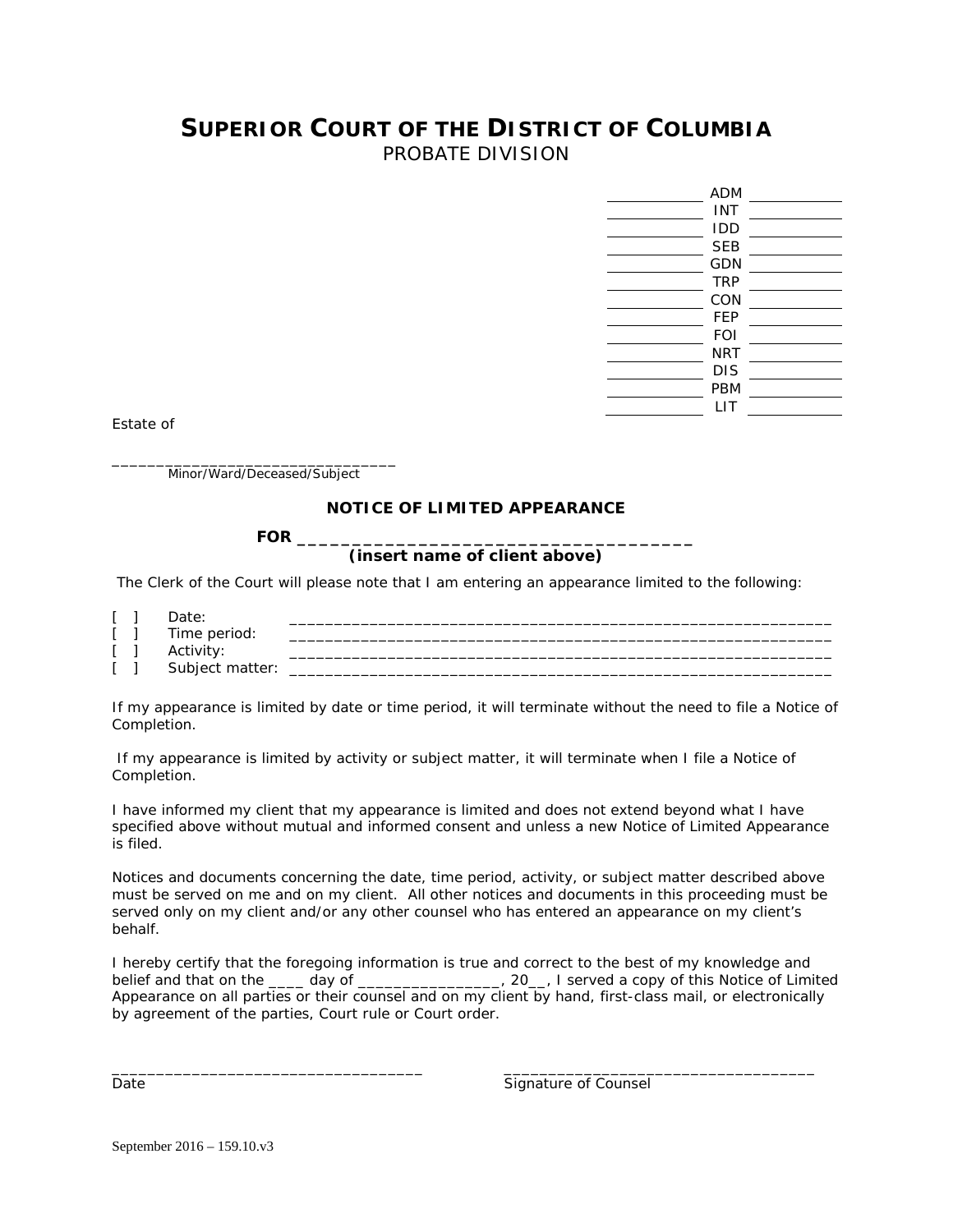# SUPERIOR COURT OF THE DISTRICT OF COLUMBIA

PROBATE DIVISION

| | | |
|---|---|---|
| ____________ | ADM | ____________ |
| ____________ | INT | ____________ |
| ____________ | IDD | ____________ |
| ____________ | SEB | ____________ |
| ____________ | GDN | ____________ |
| ____________ | TRP | ____________ |
| ____________ | CON | ____________ |
| ____________ | FEP | ____________ |
| ____________ | FOI | ____________ |
| ____________ | NRT | ____________ |
| ____________ | DIS | ____________ |
| ____________ | PBM | ____________ |
| ____________ | LIT | ____________ |

Estate of

________________________________
Minor/Ward/Deceased/Subject

**NOTICE OF LIMITED APPEARANCE**

**FOR ______________________________________**
**(insert name of client above)**

The Clerk of the Court will please note that I am entering an appearance limited to the following:

[ ] Date: ______________________________________________________________
[ ] Time period: ______________________________________________________________
[ ] Activity: ______________________________________________________________
[ ] Subject matter: ______________________________________________________________

If my appearance is limited by date or time period, it will terminate without the need to file a Notice of Completion.

If my appearance is limited by activity or subject matter, it will terminate when I file a Notice of Completion.

I have informed my client that my appearance is limited and does not extend beyond what I have specified above without mutual and informed consent and unless a new Notice of Limited Appearance is filed.

Notices and documents concerning the date, time period, activity, or subject matter described above must be served on me and on my client. All other notices and documents in this proceeding must be served only on my client and/or any other counsel who has entered an appearance on my client's behalf.

I hereby certify that the foregoing information is true and correct to the best of my knowledge and belief and that on the ____ day of ________________, 20__, I served a copy of this Notice of Limited Appearance on all parties or their counsel and on my client by hand, first-class mail, or electronically by agreement of the parties, Court rule or Court order.

___________________________________
Date

___________________________________
Signature of Counsel

September 2016 – 159.10.v3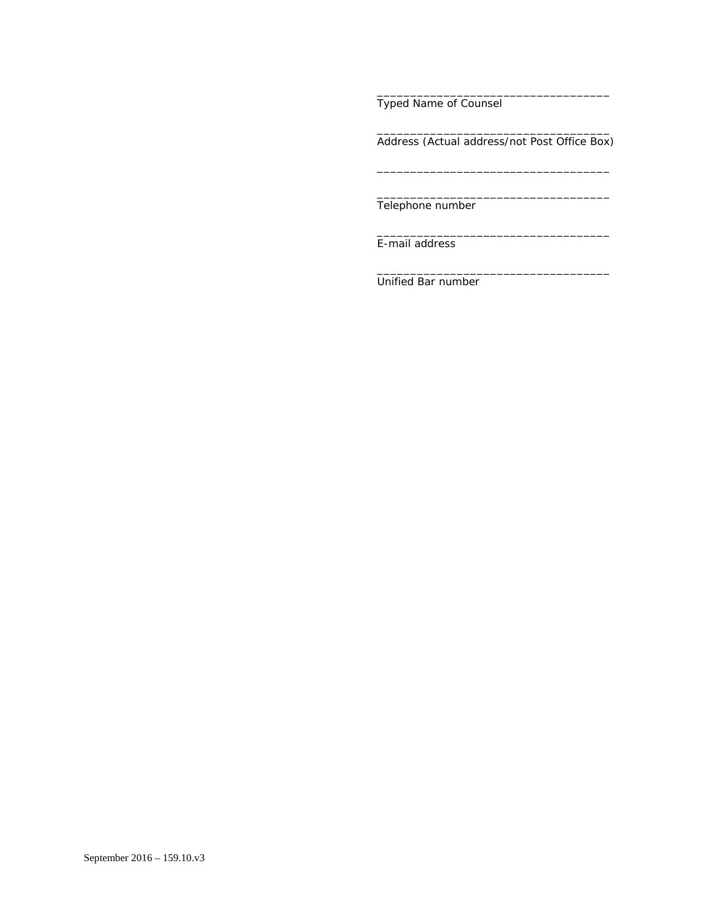\_\_\_\_\_\_\_\_\_\_\_\_\_\_\_\_\_\_\_\_\_\_\_\_\_\_\_\_\_\_\_\_\_\_\_\_
Typed Name of Counsel

\_\_\_\_\_\_\_\_\_\_\_\_\_\_\_\_\_\_\_\_\_\_\_\_\_\_\_\_\_\_\_\_\_\_\_\_
Address (Actual address/not Post Office Box)

\_\_\_\_\_\_\_\_\_\_\_\_\_\_\_\_\_\_\_\_\_\_\_\_\_\_\_\_\_\_\_\_\_\_\_\_

\_\_\_\_\_\_\_\_\_\_\_\_\_\_\_\_\_\_\_\_\_\_\_\_\_\_\_\_\_\_\_\_\_\_\_\_
Telephone number

\_\_\_\_\_\_\_\_\_\_\_\_\_\_\_\_\_\_\_\_\_\_\_\_\_\_\_\_\_\_\_\_\_\_\_\_
E-mail address

\_\_\_\_\_\_\_\_\_\_\_\_\_\_\_\_\_\_\_\_\_\_\_\_\_\_\_\_\_\_\_\_\_\_\_\_
Unified Bar number

September 2016 – 159.10.v3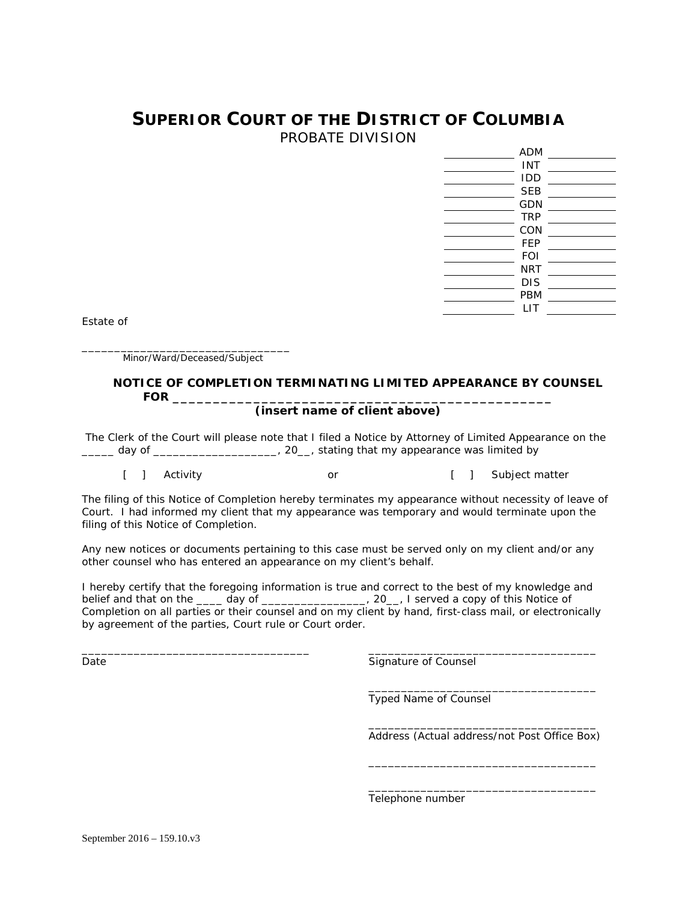# SUPERIOR COURT OF THE DISTRICT OF COLUMBIA

PROBATE DIVISION

| | | |
|---|---|---|
| ___________ | ADM | ___________ |
| ___________ | INT | ___________ |
| ___________ | IDD | ___________ |
| ___________ | SEB | ___________ |
| ___________ | GDN | ___________ |
| ___________ | TRP | ___________ |
| ___________ | CON | ___________ |
| ___________ | FEP | ___________ |
| ___________ | FOI | ___________ |
| ___________ | NRT | ___________ |
| ___________ | DIS | ___________ |
| ___________ | PBM | ___________ |
| ___________ | LIT | ___________ |

Estate of

________________________________
Minor/Ward/Deceased/Subject

**NOTICE OF COMPLETION TERMINATING LIMITED APPEARANCE BY COUNSEL FOR _______________________________________________**
**(insert name of client above)**

The Clerk of the Court will please note that I filed a Notice by Attorney of Limited Appearance on the _____ day of ___________________, 20__, stating that my appearance was limited by

[ ] Activity or [ ] Subject matter

The filing of this Notice of Completion hereby terminates my appearance without necessity of leave of Court. I had informed my client that my appearance was temporary and would terminate upon the filing of this Notice of Completion.

Any new notices or documents pertaining to this case must be served only on my client and/or any other counsel who has entered an appearance on my client's behalf.

I hereby certify that the foregoing information is true and correct to the best of my knowledge and belief and that on the ____ day of ________________, 20__, I served a copy of this Notice of Completion on all parties or their counsel and on my client by hand, first-class mail, or electronically by agreement of the parties, Court rule or Court order.

___________________________________
Date

___________________________________
Signature of Counsel

___________________________________
Typed Name of Counsel

___________________________________
Address (Actual address/not Post Office Box)

___________________________________

___________________________________
Telephone number

September 2016 – 159.10.v3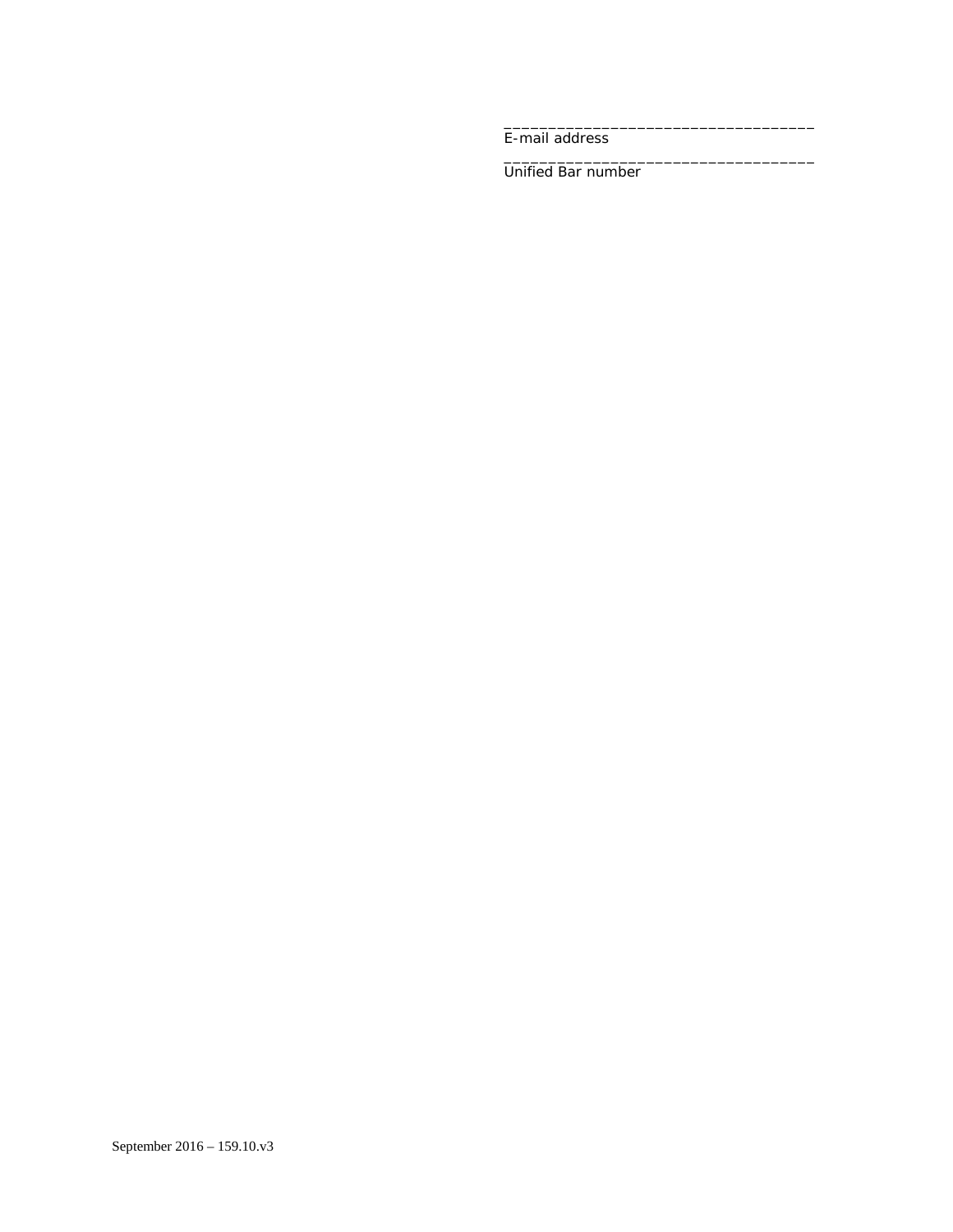____________________________________
E-mail address

____________________________________
Unified Bar number

September 2016 – 159.10.v3